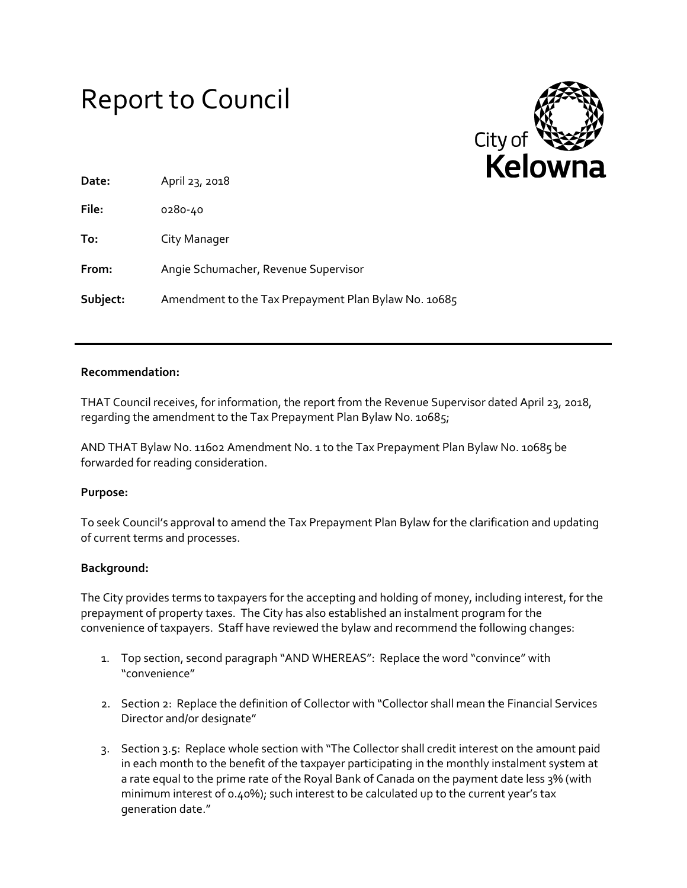# Report to Council

City of Kelowna

**Date:** April 23, 2018

**File:** 0280-40

**To:** City Manager

**From:** Angie Schumacher, Revenue Supervisor

**Subject:** Amendment to the Tax Prepayment Plan Bylaw No. 10685

---

**Recommendation:**

THAT Council receives, for information, the report from the Revenue Supervisor dated April 23, 2018, regarding the amendment to the Tax Prepayment Plan Bylaw No. 10685;

AND THAT Bylaw No. 11602 Amendment No. 1 to the Tax Prepayment Plan Bylaw No. 10685 be forwarded for reading consideration.

**Purpose:**

To seek Council's approval to amend the Tax Prepayment Plan Bylaw for the clarification and updating of current terms and processes.

**Background:**

The City provides terms to taxpayers for the accepting and holding of money, including interest, for the prepayment of property taxes. The City has also established an instalment program for the convenience of taxpayers. Staff have reviewed the bylaw and recommend the following changes:

1. Top section, second paragraph "AND WHEREAS": Replace the word "convince" with "convenience"
2. Section 2: Replace the definition of Collector with "Collector shall mean the Financial Services Director and/or designate"
3. Section 3.5: Replace whole section with "The Collector shall credit interest on the amount paid in each month to the benefit of the taxpayer participating in the monthly instalment system at a rate equal to the prime rate of the Royal Bank of Canada on the payment date less 3% (with minimum interest of 0.40%); such interest to be calculated up to the current year's tax generation date."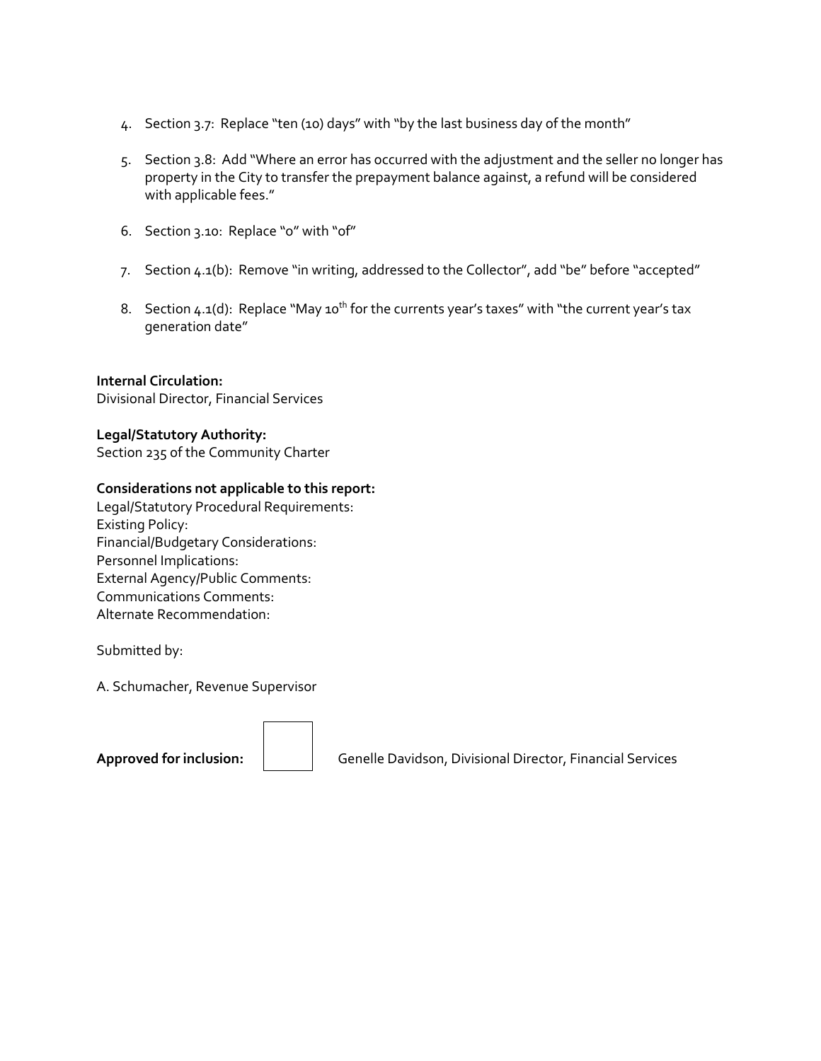4. Section 3.7: Replace "ten (10) days" with "by the last business day of the month"

5. Section 3.8: Add "Where an error has occurred with the adjustment and the seller no longer has property in the City to transfer the prepayment balance against, a refund will be considered with applicable fees."

6. Section 3.10: Replace "o" with "of"

7. Section 4.1(b): Remove "in writing, addressed to the Collector", add "be" before "accepted"

8. Section 4.1(d): Replace "May 10th for the currents year's taxes" with "the current year's tax generation date"

**Internal Circulation:**
Divisional Director, Financial Services

**Legal/Statutory Authority:**
Section 235 of the Community Charter

**Considerations not applicable to this report:**
Legal/Statutory Procedural Requirements:
Existing Policy:
Financial/Budgetary Considerations:
Personnel Implications:
External Agency/Public Comments:
Communications Comments:
Alternate Recommendation:

Submitted by:

A. Schumacher, Revenue Supervisor

**Approved for inclusion:** Genelle Davidson, Divisional Director, Financial Services